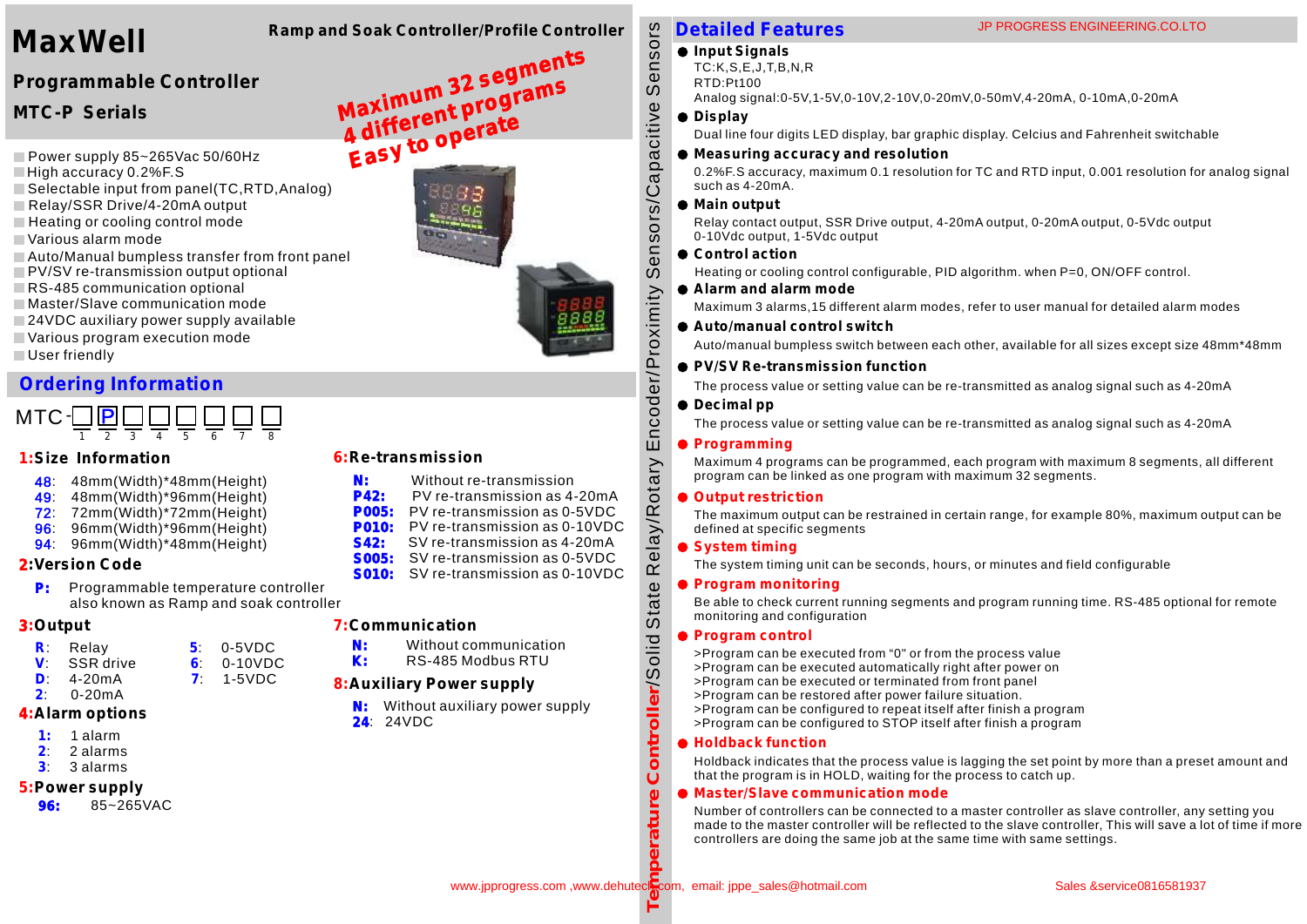# MaxWell

## Programmable Controller

## MTC-P Serials

**Ramp and Soak Controller/Profile Controller**

*Maximum 32 segments*
*4 different programs*
*Easy to operate*

- Power supply 85~265Vac 50/60Hz
- High accuracy 0.2%F.S
- Selectable input from panel(TC,RTD,Analog)
- Relay/SSR Drive/4-20mA output
- Heating or cooling control mode
- Various alarm mode
- Auto/Manual bumpless transfer from front panel
- PV/SV re-transmission output optional
- RS-485 communication optional
- Master/Slave communication mode
- 24VDC auxiliary power supply available
- Various program execution mode
- User friendly

## Ordering Information

MTC- ☐ P ☐ ☐ ☐ ☐ ☐ ☐
(1 2 3 4 5 6 7 8)

### 1: Size Information

- **48**: 48mm(Width)*48mm(Height)
- **49**: 48mm(Width)*96mm(Height)
- **72**: 72mm(Width)*72mm(Height)
- **96**: 96mm(Width)*96mm(Height)
- **94**: 96mm(Width)*48mm(Height)

### 2: Version Code

- **P**: Programmable temperature controller also known as Ramp and soak controller

### 3: Output

- **R**: Relay
- **V**: SSR drive
- **D**: 4-20mA
- **2**: 0-20mA
- **5**: 0-5VDC
- **6**: 0-10VDC
- **7**: 1-5VDC

### 4: Alarm options

- **1**: 1 alarm
- **2**: 2 alarms
- **3**: 3 alarms

### 5: Power supply

- **96**: 85~265VAC

### 6: Re-transmission

- **N**: Without re-transmission
- **P42**: PV re-transmission as 4-20mA
- **P005**: PV re-transmission as 0-5VDC
- **P010**: PV re-transmission as 0-10VDC
- **S42**: SV re-transmission as 4-20mA
- **S005**: SV re-transmission as 0-5VDC
- **S010**: SV re-transmission as 0-10VDC

### 7: Communication

- **N**: Without communication
- **K**: RS-485 Modbus RTU

### 8: Auxiliary Power supply

- **N**: Without auxiliary power supply
- **24**: 24VDC

Temperature Controller/Solid State Relay/Rotary Encoder/Proximity Sensors/Capacitive Sensors

## Detailed Features

JP PROGRESS ENGINEERING.CO.LTD

- **Input Signals**
  TC:K,S,E,J,T,B,N,R
  RTD:Pt100
  Analog signal:0-5V,1-5V,0-10V,2-10V,0-20mV,0-50mV,4-20mA, 0-10mA,0-20mA
- **Display**
  Dual line four digits LED display, bar graphic display. Celcius and Fahrenheit switchable
- **Measuring accuracy and resolution**
  0.2%F.S accuracy, maximum 0.1 resolution for TC and RTD input, 0.001 resolution for analog signal such as 4-20mA.
- **Main output**
  Relay contact output, SSR Drive output, 4-20mA output, 0-20mA output, 0-5Vdc output 0-10Vdc output, 1-5Vdc output
- **Control action**
  Heating or cooling control configurable, PID algorithm. when P=0, ON/OFF control.
- **Alarm and alarm mode**
  Maximum 3 alarms,15 different alarm modes, refer to user manual for detailed alarm modes
- **Auto/manual control switch**
  Auto/manual bumpless switch between each other, available for all sizes except size 48mm*48mm
- **PV/SV Re-transmission function**
  The process value or setting value can be re-transmitted as analog signal such as 4-20mA
- **Decimal pp**
  The process value or setting value can be re-transmitted as analog signal such as 4-20mA
- **Programming**
  Maximum 4 programs can be programmed, each program with maximum 8 segments, all different program can be linked as one program with maximum 32 segments.
- **Output restriction**
  The maximum output can be restrained in certain range, for example 80%, maximum output can be defined at specific segments
- **System timing**
  The system timing unit can be seconds, hours, or minutes and field configurable
- **Program monitoring**
  Be able to check current running segments and program running time. RS-485 optional for remote monitoring and configuration
- **Program control**
  >Program can be executed from "0" or from the process value
  >Program can be executed automatically right after power on
  >Program can be executed or terminated from front panel
  >Program can be restored after power failure situation.
  >Program can be configured to repeat itself after finish a program
  >Program can be configured to STOP itself after finish a program
- **Holdback function**
  Holdback indicates that the process value is lagging the set point by more than a preset amount and that the program is in HOLD, waiting for the process to catch up.
- **Master/Slave communication mode**
  Number of controllers can be connected to a master controller as slave controller, any setting you made to the master controller will be reflected to the slave controller, This will save a lot of time if more controllers are doing the same job at the same time with same settings.

www.jpprogress.com ,www.dehutech.com, email: jppe_sales@hotmail.com Sales &service0816581937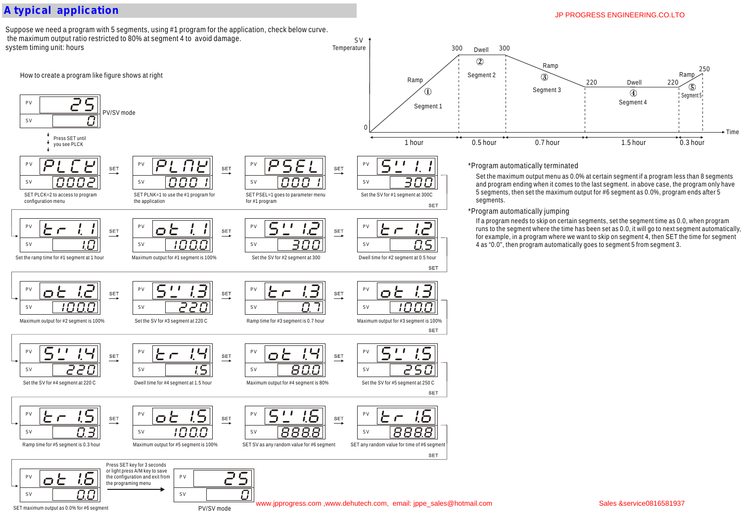## A typical application

JP PROGRESS ENGINEERING.CO.LTD

Suppose we need a program with 5 segments, using #1 program for the application, check below curve.
the maximum output ratio restricted to 80% at segment 4 to avoid damage.
system timing unit: hours

SV
Temperature
0
Ramp
① Segment 1
300
Dwell
② Segment 2
300
Ramp
③ Segment 3
220
Dwell
④ Segment 4
220
Ramp
⑤ Segment 5
250
Time
1 hour
0.5 hour
0.7 hour
1.5 hour
0.3 hour

How to create a program like figure shows at right

PV 25 / SV 0 — PV/SV mode

Press SET until you see PLCK

PV PLCK / SV 0002 — SET PLCK=2 to access to program configuration menu

SET

PV PLNK / SV 0001 — SET PLNK=1 to use the #1 program for the application

SET

PV PSEL / SV 0001 — SET PSEL=1 goes to parameter menu for #1 program

SET

PV SV 1.1 / SV 300 — Set the SV for #1 segment at 300C

SET

PV tr 1.1 / SV 1.0 — Set the ramp time for #1 segment at 1 hour

SET

PV ot 1.1 / SV 100.0 — Maximum output for #1 segment is 100%

SET

PV SV 1.2 / SV 300 — Set the SV for #2 segment at 300

SET

PV tr 1.2 / SV 0.5 — Dwell time for #2 segment at 0.5 hour

SET

PV ot 1.2 / SV 100.0 — Maximum output for #2 segment is 100%

SET

PV SV 1.3 / SV 220 — Set the SV for #3 segment at 220 C

SET

PV tr 1.3 / SV 0.7 — Ramp time for #3 segment is 0.7 hour

SET

PV ot 1.3 / SV 100.0 — Maximum output for #3 segment is 100%

SET

PV SV 1.4 / SV 220 — Set the SV for #4 segment at 220 C

SET

PV tr 1.4 / SV 1.5 — Dwell time for #4 segment at 1.5 hour

SET

PV ot 1.4 / SV 80.0 — Maximum output for #4 segment is 80%

SET

PV SV 1.5 / SV 250 — Set the SV for #5 segment at 250 C

SET

PV tr 1.5 / SV 0.3 — Ramp time for #5 segment is 0.3 hour

SET

PV ot 1.5 / SV 100.0 — Maximum output for #5 segment is 100%

SET

PV SV 1.6 / SV 8888 — SET SV as any random value for #6 segment

SET

PV tr 1.6 / SV 8888 — SET any random value for time of #6 segment

SET

PV ot 1.6 / SV 0.0 — SET maximum output as 0.0% for #6 segment

Press SET key for 3 seconds or light press A/M key to save the configuration and exit from the programing menu

PV 25 / SV 0 — PV/SV mode

### *Program automatically terminated

Set the maximum output menu as 0.0% at certain segment if a program less than 8 segments and program ending when it comes to the last segment. in above case, the program only have 5 segments, then set the maximum output for #6 segment as 0.0%, program ends after 5 segments.

### *Program automatically jumping

If a program needs to skip on certain segments, set the segment time as 0.0, when program runs to the segment where the time has been set as 0.0, it will go to next segment automatically, for example, in a program where we want to skip on segment 4, then SET the time for segment 4 as "0.0", then program automatically goes to segment 5 from segment 3.

www.jpprogress.com ,www.dehutech.com, email: jppe_sales@hotmail.com

Sales &service0816581937